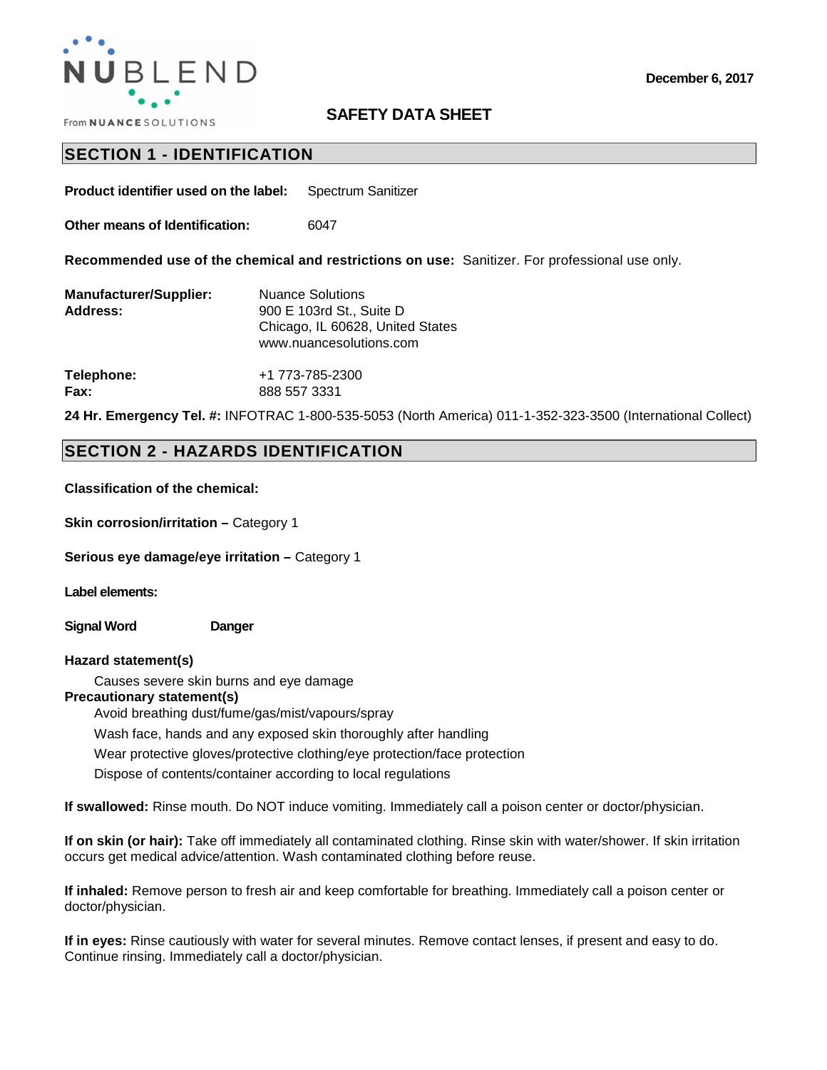NUBLEND

From NUANCE SOLUTIONS

December 6, 2017

# SAFETY DATA SHEET

## SECTION 1 - IDENTIFICATION

**Product identifier used on the label:** Spectrum Sanitizer

**Other means of Identification:** 6047

**Recommended use of the chemical and restrictions on use:** Sanitizer. For professional use only.

**Manufacturer/Supplier:** Nuance Solutions
**Address:** 900 E 103rd St., Suite D
Chicago, IL 60628, United States
www.nuancesolutions.com

**Telephone:** +1 773-785-2300
**Fax:** 888 557 3331

**24 Hr. Emergency Tel. #:** INFOTRAC 1-800-535-5053 (North America) 011-1-352-323-3500 (International Collect)

## SECTION 2 - HAZARDS IDENTIFICATION

**Classification of the chemical:**

**Skin corrosion/irritation –** Category 1

**Serious eye damage/eye irritation –** Category 1

**Label elements:**

**Signal Word** **Danger**

**Hazard statement(s)**

Causes severe skin burns and eye damage

**Precautionary statement(s)**

Avoid breathing dust/fume/gas/mist/vapours/spray

Wash face, hands and any exposed skin thoroughly after handling

Wear protective gloves/protective clothing/eye protection/face protection

Dispose of contents/container according to local regulations

**If swallowed:** Rinse mouth. Do NOT induce vomiting. Immediately call a poison center or doctor/physician.

**If on skin (or hair):** Take off immediately all contaminated clothing. Rinse skin with water/shower. If skin irritation occurs get medical advice/attention. Wash contaminated clothing before reuse.

**If inhaled:** Remove person to fresh air and keep comfortable for breathing. Immediately call a poison center or doctor/physician.

**If in eyes:** Rinse cautiously with water for several minutes. Remove contact lenses, if present and easy to do. Continue rinsing. Immediately call a doctor/physician.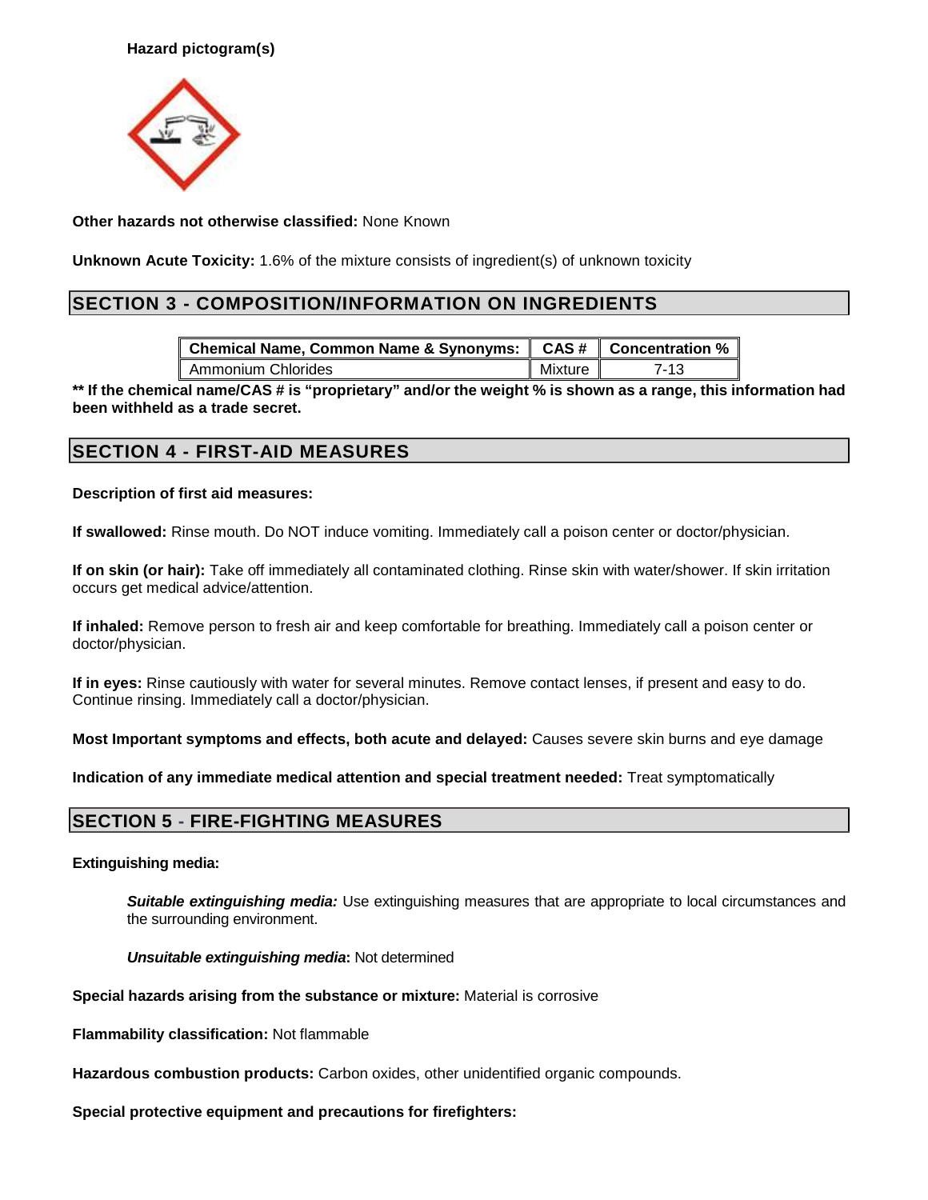**Hazard pictogram(s)**

**Other hazards not otherwise classified:** None Known

**Unknown Acute Toxicity:** 1.6% of the mixture consists of ingredient(s) of unknown toxicity

## SECTION 3 - COMPOSITION/INFORMATION ON INGREDIENTS

| Chemical Name, Common Name & Synonyms: | CAS # | Concentration % |
| --- | --- | --- |
| Ammonium Chlorides | Mixture | 7-13 |

**** If the chemical name/CAS # is "proprietary" and/or the weight % is shown as a range, this information had been withheld as a trade secret.**

## SECTION 4 - FIRST-AID MEASURES

**Description of first aid measures:**

**If swallowed:** Rinse mouth. Do NOT induce vomiting. Immediately call a poison center or doctor/physician.

**If on skin (or hair):** Take off immediately all contaminated clothing. Rinse skin with water/shower. If skin irritation occurs get medical advice/attention.

**If inhaled:** Remove person to fresh air and keep comfortable for breathing. Immediately call a poison center or doctor/physician.

**If in eyes:** Rinse cautiously with water for several minutes. Remove contact lenses, if present and easy to do. Continue rinsing. Immediately call a doctor/physician.

**Most Important symptoms and effects, both acute and delayed:** Causes severe skin burns and eye damage

**Indication of any immediate medical attention and special treatment needed:** Treat symptomatically

## SECTION 5 - FIRE-FIGHTING MEASURES

**Extinguishing media:**

***Suitable extinguishing media:*** Use extinguishing measures that are appropriate to local circumstances and the surrounding environment.

***Unsuitable extinguishing media*:** Not determined

**Special hazards arising from the substance or mixture:** Material is corrosive

**Flammability classification:** Not flammable

**Hazardous combustion products:** Carbon oxides, other unidentified organic compounds.

**Special protective equipment and precautions for firefighters:**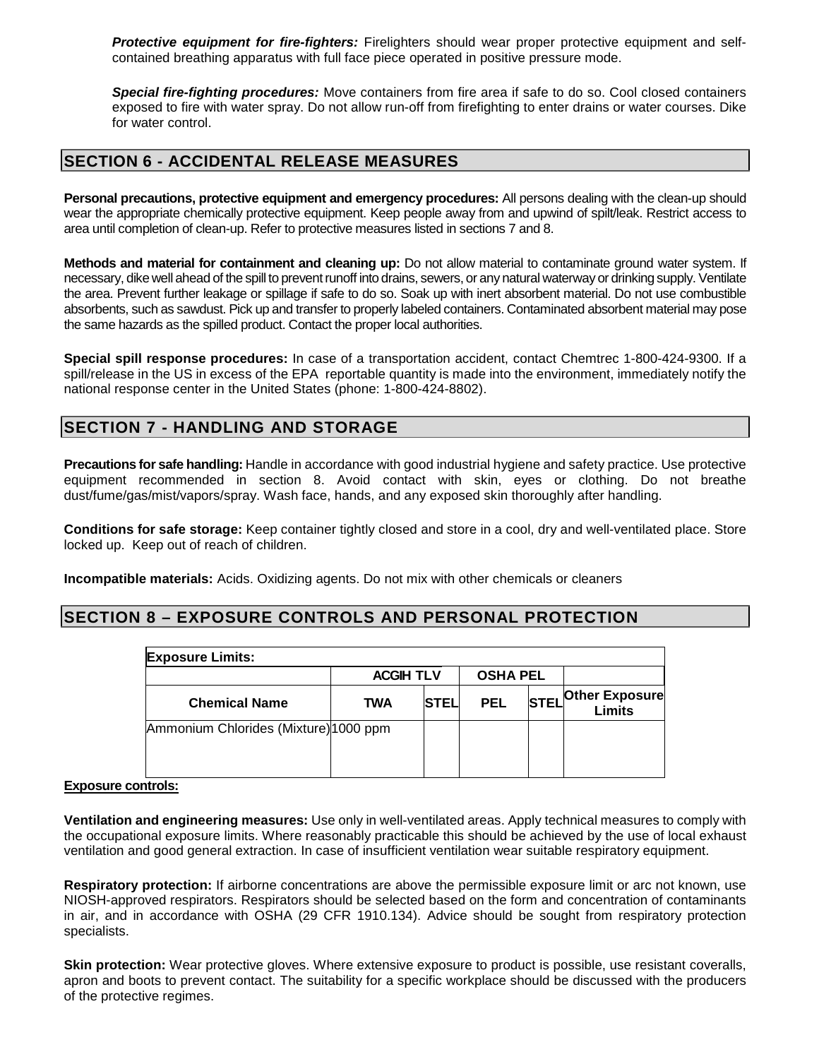***Protective equipment for fire-fighters:*** Firelighters should wear proper protective equipment and self-contained breathing apparatus with full face piece operated in positive pressure mode.

***Special fire-fighting procedures:*** Move containers from fire area if safe to do so. Cool closed containers exposed to fire with water spray. Do not allow run-off from firefighting to enter drains or water courses. Dike for water control.

## SECTION 6 - ACCIDENTAL RELEASE MEASURES

**Personal precautions, protective equipment and emergency procedures:** All persons dealing with the clean-up should wear the appropriate chemically protective equipment. Keep people away from and upwind of spilt/leak. Restrict access to area until completion of clean-up. Refer to protective measures listed in sections 7 and 8.

**Methods and material for containment and cleaning up:** Do not allow material to contaminate ground water system. If necessary, dike well ahead of the spill to prevent runoff into drains, sewers, or any natural waterway or drinking supply. Ventilate the area. Prevent further leakage or spillage if safe to do so. Soak up with inert absorbent material. Do not use combustible absorbents, such as sawdust. Pick up and transfer to properly labeled containers. Contaminated absorbent material may pose the same hazards as the spilled product. Contact the proper local authorities.

**Special spill response procedures:** In case of a transportation accident, contact Chemtrec 1-800-424-9300. If a spill/release in the US in excess of the EPA reportable quantity is made into the environment, immediately notify the national response center in the United States (phone: 1-800-424-8802).

## SECTION 7 - HANDLING AND STORAGE

**Precautions for safe handling:** Handle in accordance with good industrial hygiene and safety practice. Use protective equipment recommended in section 8. Avoid contact with skin, eyes or clothing. Do not breathe dust/fume/gas/mist/vapors/spray. Wash face, hands, and any exposed skin thoroughly after handling.

**Conditions for safe storage:** Keep container tightly closed and store in a cool, dry and well-ventilated place. Store locked up. Keep out of reach of children.

**Incompatible materials:** Acids. Oxidizing agents. Do not mix with other chemicals or cleaners

## SECTION 8 – EXPOSURE CONTROLS AND PERSONAL PROTECTION

**Exposure Limits:**

| | ACGIH TLV | | OSHA PEL | | |
|---|---|---|---|---|---|
| **Chemical Name** | **TWA** | **STEL** | **PEL** | **STEL** | **Other Exposure Limits** |
| Ammonium Chlorides (Mixture) | 1000 ppm | | | | |

**Exposure controls:**

**Ventilation and engineering measures:** Use only in well-ventilated areas. Apply technical measures to comply with the occupational exposure limits. Where reasonably practicable this should be achieved by the use of local exhaust ventilation and good general extraction. In case of insufficient ventilation wear suitable respiratory equipment.

**Respiratory protection:** If airborne concentrations are above the permissible exposure limit or arc not known, use NIOSH-approved respirators. Respirators should be selected based on the form and concentration of contaminants in air, and in accordance with OSHA (29 CFR 1910.134). Advice should be sought from respiratory protection specialists.

**Skin protection:** Wear protective gloves. Where extensive exposure to product is possible, use resistant coveralls, apron and boots to prevent contact. The suitability for a specific workplace should be discussed with the producers of the protective regimes.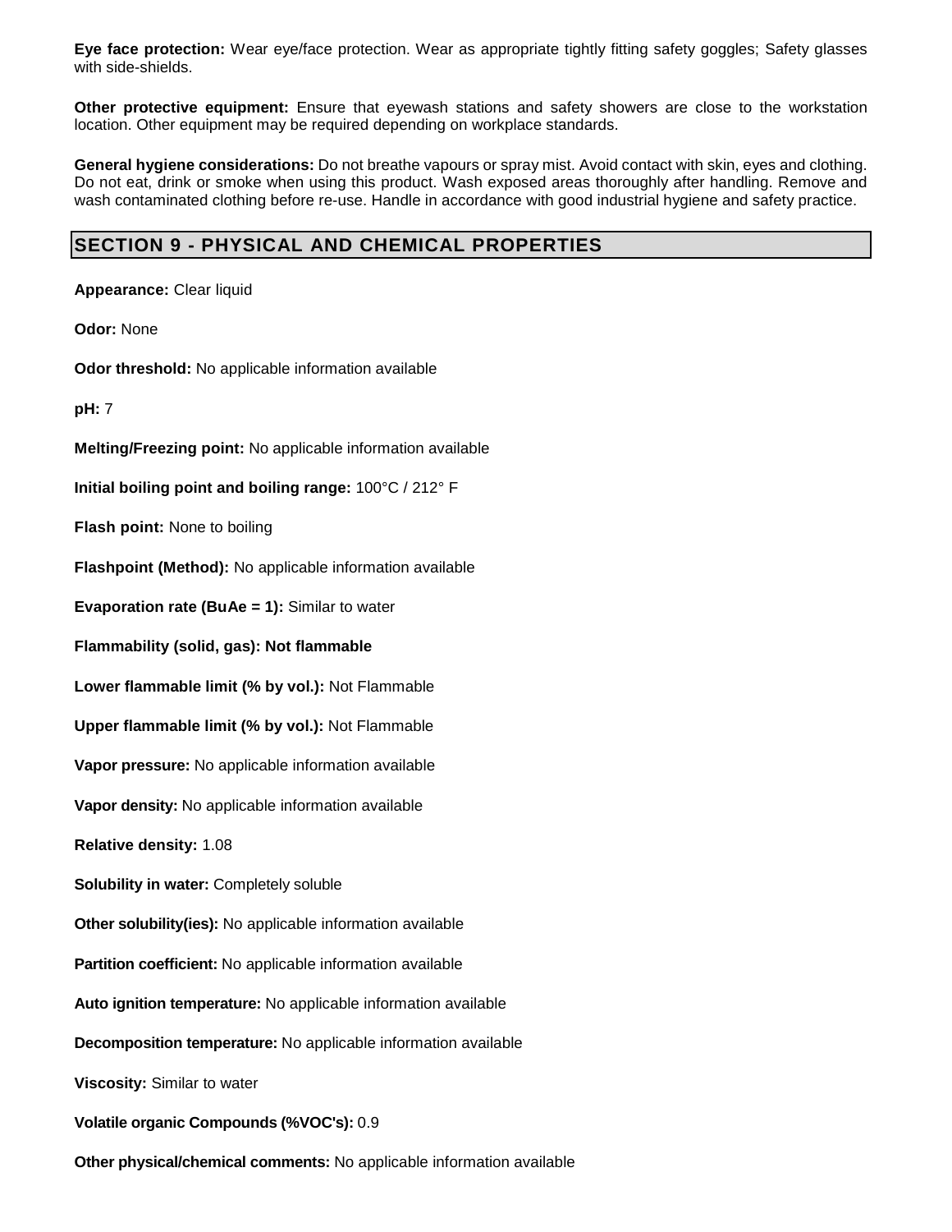**Eye face protection:** Wear eye/face protection. Wear as appropriate tightly fitting safety goggles; Safety glasses with side-shields.

**Other protective equipment:** Ensure that eyewash stations and safety showers are close to the workstation location. Other equipment may be required depending on workplace standards.

**General hygiene considerations:** Do not breathe vapours or spray mist. Avoid contact with skin, eyes and clothing. Do not eat, drink or smoke when using this product. Wash exposed areas thoroughly after handling. Remove and wash contaminated clothing before re-use. Handle in accordance with good industrial hygiene and safety practice.

## SECTION 9 - PHYSICAL AND CHEMICAL PROPERTIES

**Appearance:** Clear liquid

**Odor:** None

**Odor threshold:** No applicable information available

**pH:** 7

**Melting/Freezing point:** No applicable information available

**Initial boiling point and boiling range:** 100°C / 212° F

**Flash point:** None to boiling

**Flashpoint (Method):** No applicable information available

**Evaporation rate (BuAe = 1):** Similar to water

**Flammability (solid, gas): Not flammable**

**Lower flammable limit (% by vol.):** Not Flammable

**Upper flammable limit (% by vol.):** Not Flammable

**Vapor pressure:** No applicable information available

**Vapor density:** No applicable information available

**Relative density:** 1.08

**Solubility in water:** Completely soluble

**Other solubility(ies):** No applicable information available

**Partition coefficient:** No applicable information available

**Auto ignition temperature:** No applicable information available

**Decomposition temperature:** No applicable information available

**Viscosity:** Similar to water

**Volatile organic Compounds (%VOC's):** 0.9

**Other physical/chemical comments:** No applicable information available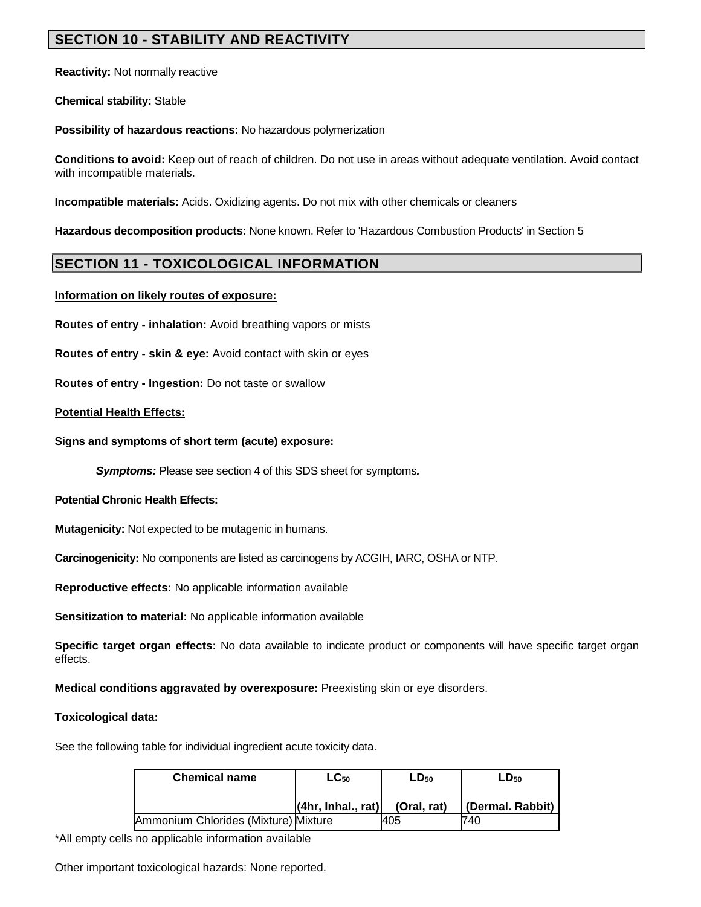## SECTION 10 - STABILITY AND REACTIVITY

**Reactivity:** Not normally reactive

**Chemical stability:** Stable

**Possibility of hazardous reactions:** No hazardous polymerization

**Conditions to avoid:** Keep out of reach of children. Do not use in areas without adequate ventilation. Avoid contact with incompatible materials.

**Incompatible materials:** Acids. Oxidizing agents. Do not mix with other chemicals or cleaners

**Hazardous decomposition products:** None known. Refer to 'Hazardous Combustion Products' in Section 5

## SECTION 11 - TOXICOLOGICAL INFORMATION

**Information on likely routes of exposure:**

**Routes of entry - inhalation:** Avoid breathing vapors or mists

**Routes of entry - skin & eye:** Avoid contact with skin or eyes

**Routes of entry - Ingestion:** Do not taste or swallow

**Potential Health Effects:**

**Signs and symptoms of short term (acute) exposure:**

***Symptoms:*** Please see section 4 of this SDS sheet for symptoms.

**Potential Chronic Health Effects:**

**Mutagenicity:** Not expected to be mutagenic in humans.

**Carcinogenicity:** No components are listed as carcinogens by ACGIH, IARC, OSHA or NTP.

**Reproductive effects:** No applicable information available

**Sensitization to material:** No applicable information available

**Specific target organ effects:** No data available to indicate product or components will have specific target organ effects.

**Medical conditions aggravated by overexposure:** Preexisting skin or eye disorders.

**Toxicological data:**

See the following table for individual ingredient acute toxicity data.

| Chemical name | $LC_{50}$ (4hr, Inhal., rat) | $LD_{50}$ (Oral, rat) | $LD_{50}$ (Dermal. Rabbit) |
|---|---|---|---|
| Ammonium Chlorides (Mixture) | Mixture | 405 | 740 |

*All empty cells no applicable information available

Other important toxicological hazards: None reported.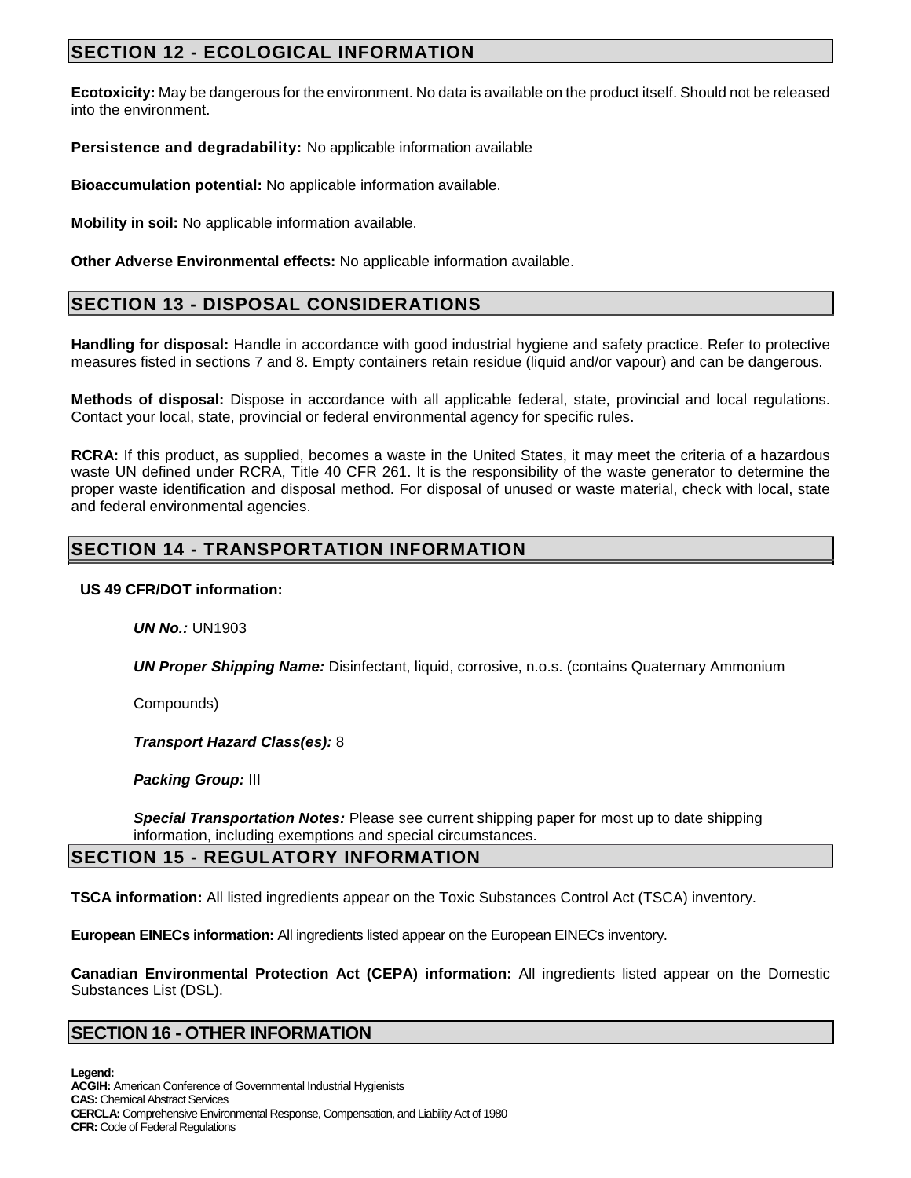## SECTION 12 - ECOLOGICAL INFORMATION

**Ecotoxicity:** May be dangerous for the environment. No data is available on the product itself. Should not be released into the environment.

**Persistence and degradability:** No applicable information available

**Bioaccumulation potential:** No applicable information available.

**Mobility in soil:** No applicable information available.

**Other Adverse Environmental effects:** No applicable information available.

## SECTION 13 - DISPOSAL CONSIDERATIONS

**Handling for disposal:** Handle in accordance with good industrial hygiene and safety practice. Refer to protective measures listed in sections 7 and 8. Empty containers retain residue (liquid and/or vapour) and can be dangerous.

**Methods of disposal:** Dispose in accordance with all applicable federal, state, provincial and local regulations. Contact your local, state, provincial or federal environmental agency for specific rules.

**RCRA:** If this product, as supplied, becomes a waste in the United States, it may meet the criteria of a hazardous waste UN defined under RCRA, Title 40 CFR 261. It is the responsibility of the waste generator to determine the proper waste identification and disposal method. For disposal of unused or waste material, check with local, state and federal environmental agencies.

## SECTION 14 - TRANSPORTATION INFORMATION

**US 49 CFR/DOT information:**

***UN No.:*** UN1903

***UN Proper Shipping Name:*** Disinfectant, liquid, corrosive, n.o.s. (contains Quaternary Ammonium Compounds)

***Transport Hazard Class(es):*** 8

***Packing Group:*** III

***Special Transportation Notes:*** Please see current shipping paper for most up to date shipping information, including exemptions and special circumstances.

## SECTION 15 - REGULATORY INFORMATION

**TSCA information:** All listed ingredients appear on the Toxic Substances Control Act (TSCA) inventory.

**European EINECs information:** All ingredients listed appear on the European EINECs inventory.

**Canadian Environmental Protection Act (CEPA) information:** All ingredients listed appear on the Domestic Substances List (DSL).

## SECTION 16 - OTHER INFORMATION

**Legend:**
**ACGIH:** American Conference of Governmental Industrial Hygienists
**CAS:** Chemical Abstract Services
**CERCLA:** Comprehensive Environmental Response, Compensation, and Liability Act of 1980
**CFR:** Code of Federal Regulations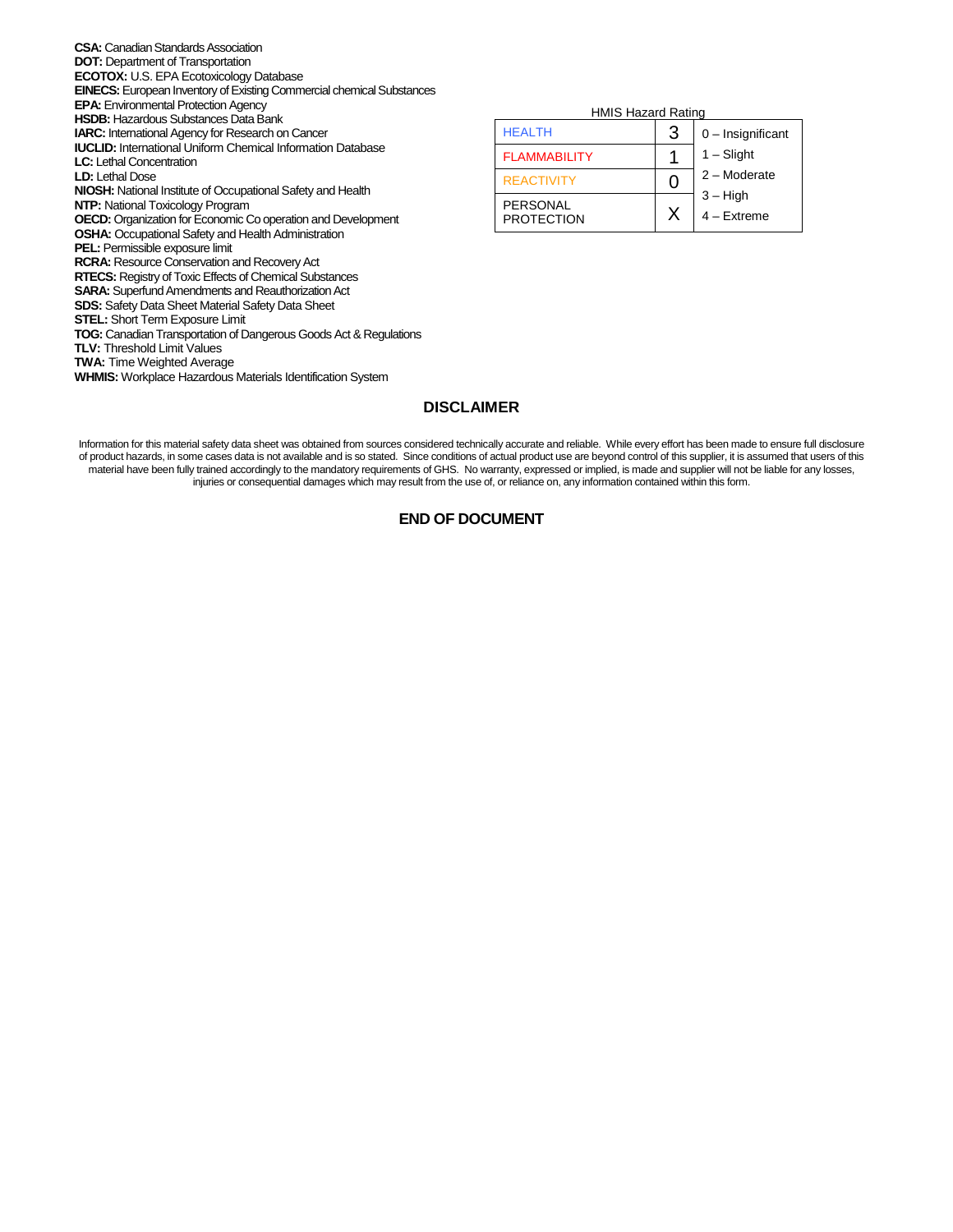**CSA:** Canadian Standards Association
**DOT:** Department of Transportation
**ECOTOX:** U.S. EPA Ecotoxicology Database
**EINECS:** European Inventory of Existing Commercial chemical Substances
**EPA:** Environmental Protection Agency
**HSDB:** Hazardous Substances Data Bank
**IARC:** International Agency for Research on Cancer
**IUCLID:** International Uniform Chemical Information Database
**LC:** Lethal Concentration
**LD:** Lethal Dose
**NIOSH:** National Institute of Occupational Safety and Health
**NTP:** National Toxicology Program
**OECD:** Organization for Economic Co operation and Development
**OSHA:** Occupational Safety and Health Administration
**PEL:** Permissible exposure limit
**RCRA:** Resource Conservation and Recovery Act
**RTECS:** Registry of Toxic Effects of Chemical Substances
**SARA:** Superfund Amendments and Reauthorization Act
**SDS:** Safety Data Sheet Material Safety Data Sheet
**STEL:** Short Term Exposure Limit
**TOG:** Canadian Transportation of Dangerous Goods Act & Regulations
**TLV:** Threshold Limit Values
**TWA:** Time Weighted Average
**WHMIS:** Workplace Hazardous Materials Identification System

HMIS Hazard Rating

| | | |
|---|---|---|
| HEALTH | 3 | 0 – Insignificant |
| FLAMMABILITY | 1 | 1 – Slight |
| REACTIVITY | 0 | 2 – Moderate |
| PERSONAL PROTECTION | X | 3 – High<br>4 – Extreme |

## DISCLAIMER

Information for this material safety data sheet was obtained from sources considered technically accurate and reliable. While every effort has been made to ensure full disclosure of product hazards, in some cases data is not available and is so stated. Since conditions of actual product use are beyond control of this supplier, it is assumed that users of this material have been fully trained accordingly to the mandatory requirements of GHS. No warranty, expressed or implied, is made and supplier will not be liable for any losses, injuries or consequential damages which may result from the use of, or reliance on, any information contained within this form.

## END OF DOCUMENT